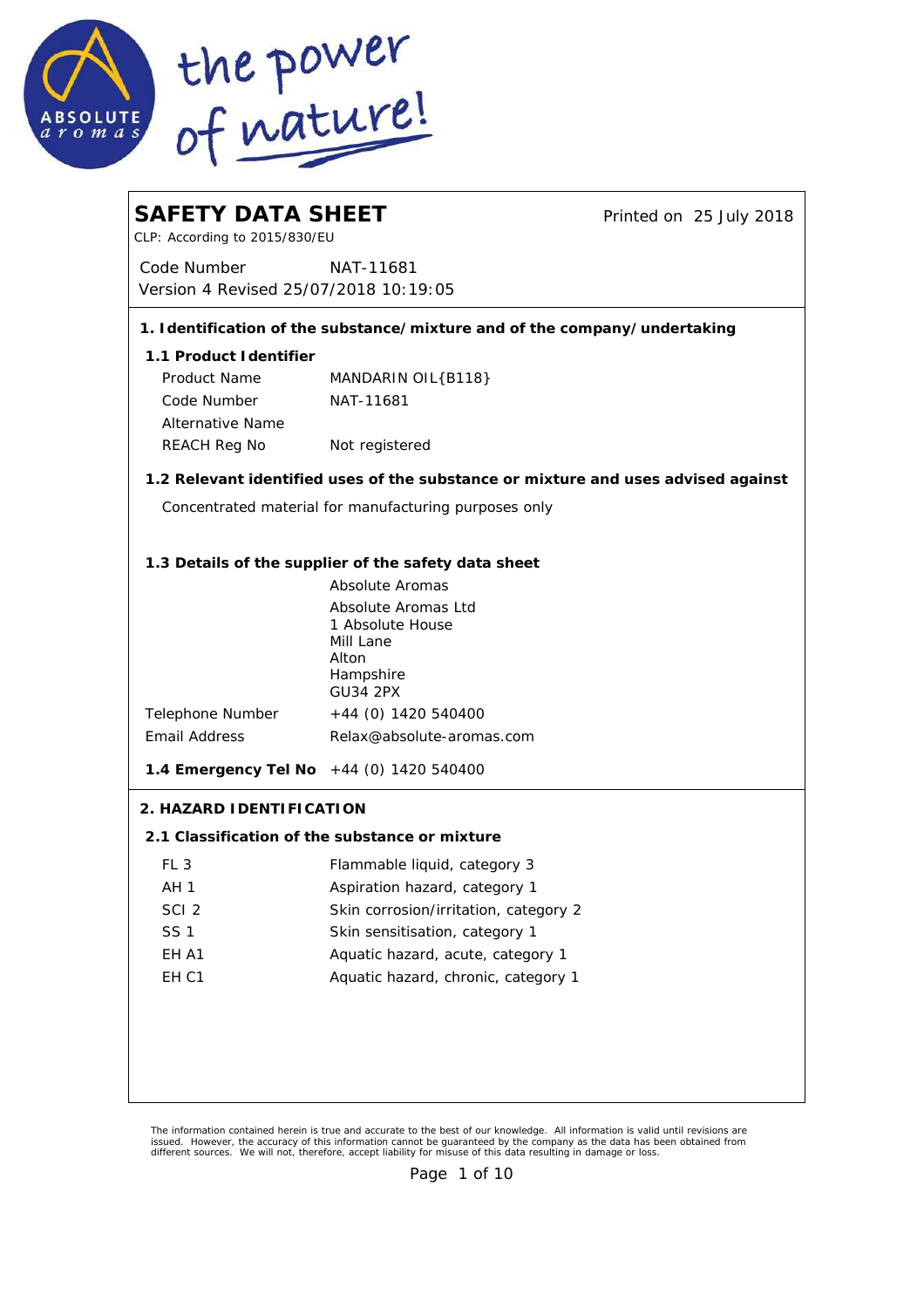# SAFETY DATA SHEET

CLP: According to 2015/830/EU

Printed on 25 July 2018

Code Number NAT-11681

Version 4 Revised 25/07/2018 10:19:05

## 1. Identification of the substance/mixture and of the company/undertaking

### 1.1 Product Identifier

| | |
|---|---|
| Product Name | MANDARIN OIL{B118} |
| Code Number | NAT-11681 |
| Alternative Name | |
| REACH Reg No | Not registered |

### 1.2 Relevant identified uses of the substance or mixture and uses advised against

Concentrated material for manufacturing purposes only

### 1.3 Details of the supplier of the safety data sheet

Absolute Aromas

Absolute Aromas Ltd
1 Absolute House
Mill Lane
Alton
Hampshire
GU34 2PX

| | |
|---|---|
| Telephone Number | +44 (0) 1420 540400 |
| Email Address | Relax@absolute-aromas.com |

**1.4 Emergency Tel No** +44 (0) 1420 540400

## 2. HAZARD IDENTIFICATION

### 2.1 Classification of the substance or mixture

| | |
|---|---|
| FL 3 | Flammable liquid, category 3 |
| AH 1 | Aspiration hazard, category 1 |
| SCI 2 | Skin corrosion/irritation, category 2 |
| SS 1 | Skin sensitisation, category 1 |
| EH A1 | Aquatic hazard, acute, category 1 |
| EH C1 | Aquatic hazard, chronic, category 1 |

The information contained herein is true and accurate to the best of our knowledge. All information is valid until revisions are issued. However, the accuracy of this information cannot be guaranteed by the company as the data has been obtained from different sources. We will not, therefore, accept liability for misuse of this data resulting in damage or loss.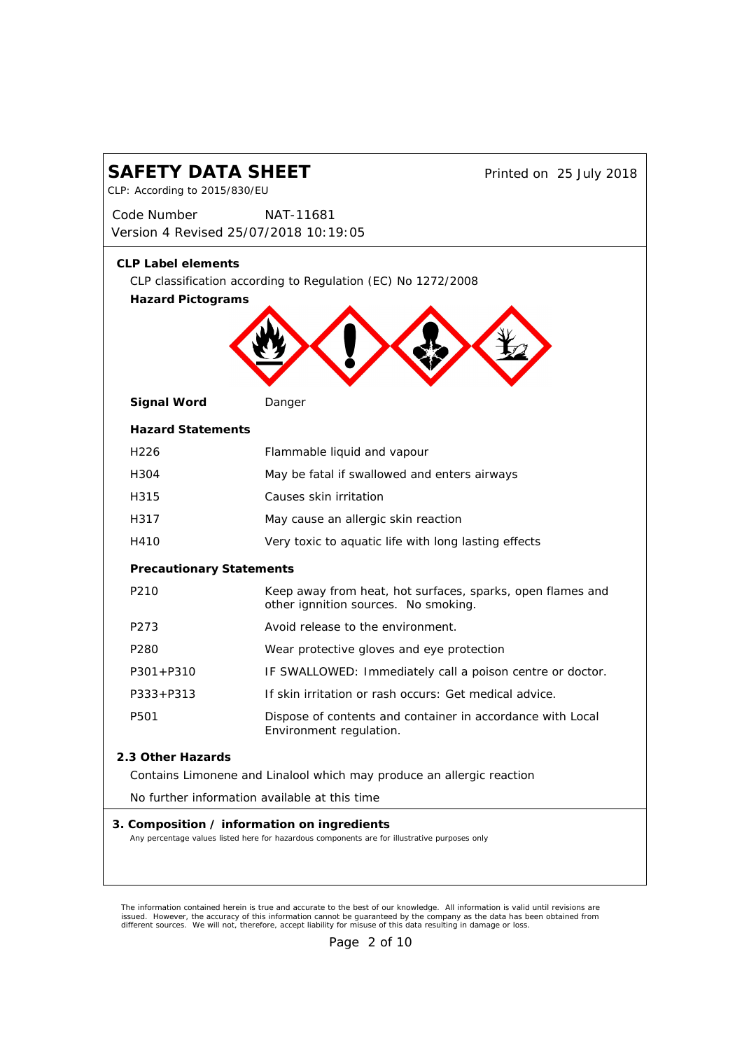# SAFETY DATA SHEET

CLP: According to 2015/830/EU

Printed on 25 July 2018

Code Number NAT-11681

Version 4 Revised 25/07/2018 10:19:05

**CLP Label elements**

CLP classification according to Regulation (EC) No 1272/2008

**Hazard Pictograms**

**Signal Word** Danger

**Hazard Statements**

| | |
|---|---|
| H226 | Flammable liquid and vapour |
| H304 | May be fatal if swallowed and enters airways |
| H315 | Causes skin irritation |
| H317 | May cause an allergic skin reaction |
| H410 | Very toxic to aquatic life with long lasting effects |

**Precautionary Statements**

| | |
|---|---|
| P210 | Keep away from heat, hot surfaces, sparks, open flames and other ignnition sources. No smoking. |
| P273 | Avoid release to the environment. |
| P280 | Wear protective gloves and eye protection |
| P301+P310 | IF SWALLOWED: Immediately call a poison centre or doctor. |
| P333+P313 | If skin irritation or rash occurs: Get medical advice. |
| P501 | Dispose of contents and container in accordance with Local Environment regulation. |

**2.3 Other Hazards**

Contains Limonene and Linalool which may produce an allergic reaction

No further information available at this time

## 3. Composition / information on ingredients

Any percentage values listed here for hazardous components are for illustrative purposes only

The information contained herein is true and accurate to the best of our knowledge. All information is valid until revisions are issued. However, the accuracy of this information cannot be guaranteed by the company as the data has been obtained from different sources. We will not, therefore, accept liability for misuse of this data resulting in damage or loss.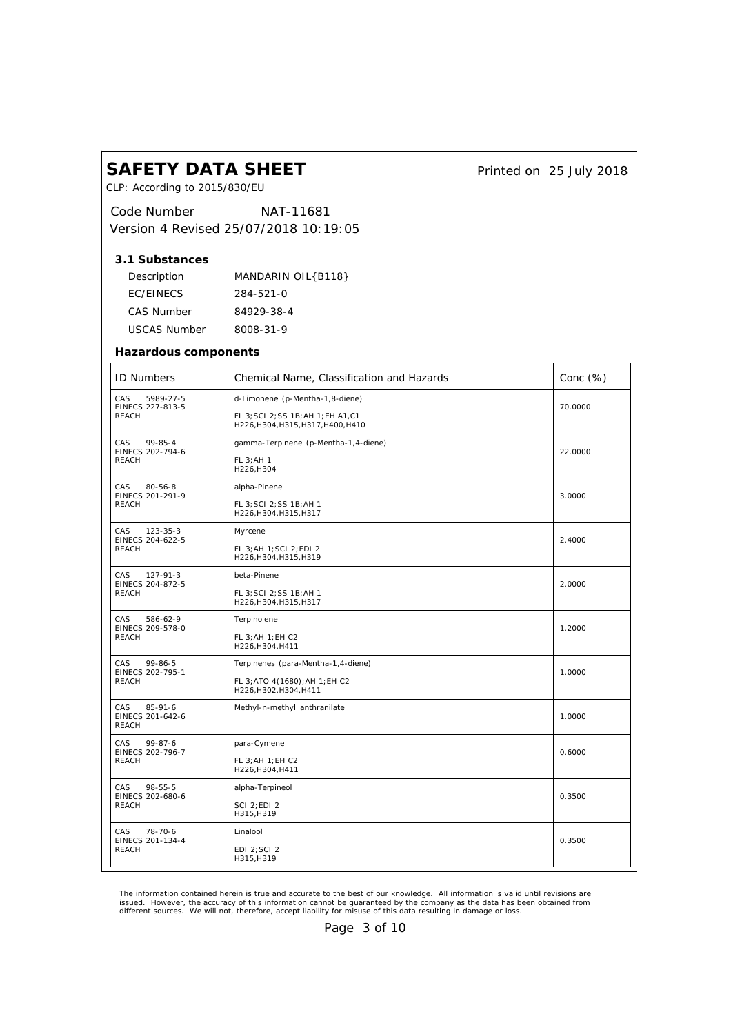# SAFETY DATA SHEET

Printed on 25 July 2018

CLP: According to 2015/830/EU

Code Number NAT-11681

Version 4 Revised 25/07/2018 10:19:05

### 3.1 Substances

| | |
|---|---|
| Description | MANDARIN OIL{B118} |
| EC/EINECS | 284-521-0 |
| CAS Number | 84929-38-4 |
| USCAS Number | 8008-31-9 |

### Hazardous components

| ID Numbers | Chemical Name, Classification and Hazards | Conc (%) |
|---|---|---|
| CAS 5989-27-5<br>EINECS 227-813-5<br>REACH | d-Limonene (p-Mentha-1,8-diene)<br>FL 3;SCI 2;SS 1B;AH 1;EH A1,C1<br>H226,H304,H315,H317,H400,H410 | 70.0000 |
| CAS 99-85-4<br>EINECS 202-794-6<br>REACH | gamma-Terpinene (p-Mentha-1,4-diene)<br>FL 3;AH 1<br>H226,H304 | 22.0000 |
| CAS 80-56-8<br>EINECS 201-291-9<br>REACH | alpha-Pinene<br>FL 3;SCI 2;SS 1B;AH 1<br>H226,H304,H315,H317 | 3.0000 |
| CAS 123-35-3<br>EINECS 204-622-5<br>REACH | Myrcene<br>FL 3;AH 1;SCI 2;EDI 2<br>H226,H304,H315,H319 | 2.4000 |
| CAS 127-91-3<br>EINECS 204-872-5<br>REACH | beta-Pinene<br>FL 3;SCI 2;SS 1B;AH 1<br>H226,H304,H315,H317 | 2.0000 |
| CAS 586-62-9<br>EINECS 209-578-0<br>REACH | Terpinolene<br>FL 3;AH 1;EH C2<br>H226,H304,H411 | 1.2000 |
| CAS 99-86-5<br>EINECS 202-795-1<br>REACH | Terpinenes (para-Mentha-1,4-diene)<br>FL 3;ATO 4(1680);AH 1;EH C2<br>H226,H302,H304,H411 | 1.0000 |
| CAS 85-91-6<br>EINECS 201-642-6<br>REACH | Methyl-n-methyl anthranilate | 1.0000 |
| CAS 99-87-6<br>EINECS 202-796-7<br>REACH | para-Cymene<br>FL 3;AH 1;EH C2<br>H226,H304,H411 | 0.6000 |
| CAS 98-55-5<br>EINECS 202-680-6<br>REACH | alpha-Terpineol<br>SCI 2;EDI 2<br>H315,H319 | 0.3500 |
| CAS 78-70-6<br>EINECS 201-134-4<br>REACH | Linalool<br>EDI 2;SCI 2<br>H315,H319 | 0.3500 |

The information contained herein is true and accurate to the best of our knowledge. All information is valid until revisions are issued. However, the accuracy of this information cannot be guaranteed by the company as the data has been obtained from different sources. We will not, therefore, accept liability for misuse of this data resulting in damage or loss.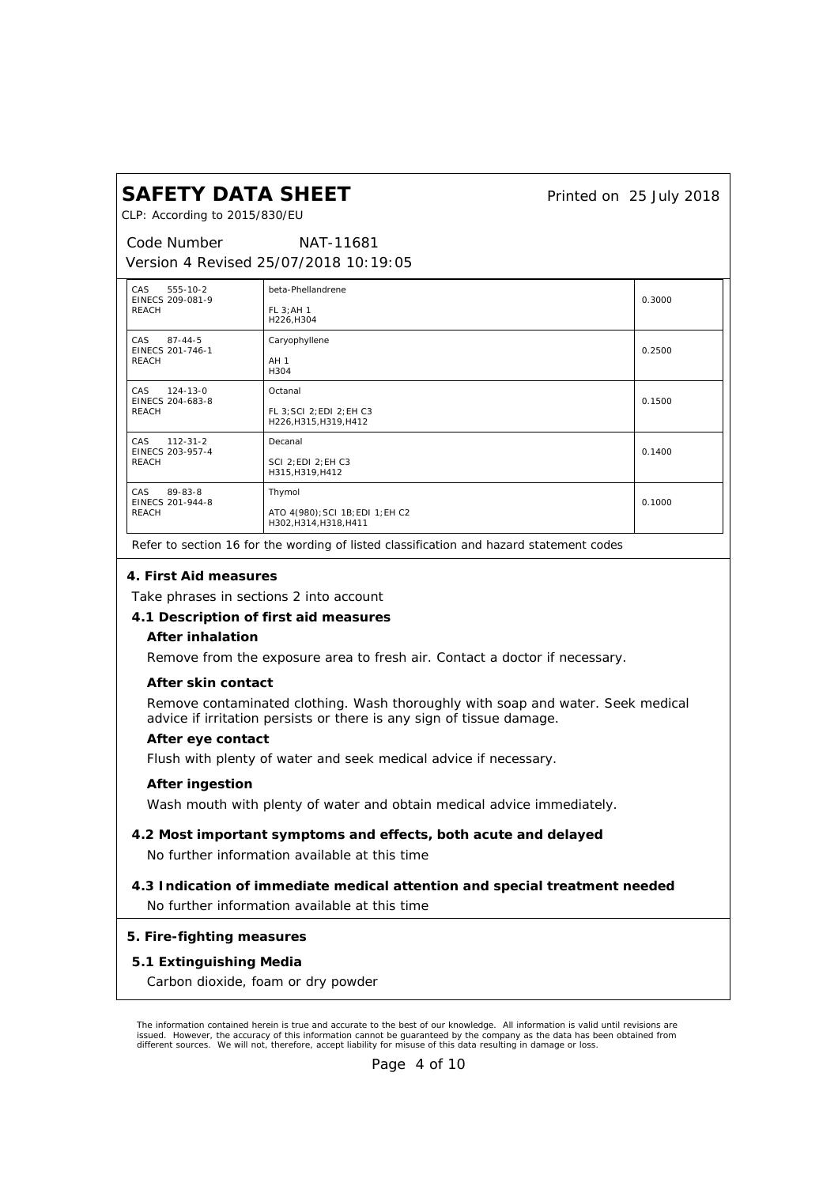| | | |
|---|---|---|
| CAS 555-10-2<br>EINECS 209-081-9<br>REACH | beta-Phellandrene<br><br>FL 3;AH 1<br>H226,H304 | 0.3000 |
| CAS 87-44-5<br>EINECS 201-746-1<br>REACH | Caryophyllene<br><br>AH 1<br>H304 | 0.2500 |
| CAS 124-13-0<br>EINECS 204-683-8<br>REACH | Octanal<br><br>FL 3;SCI 2;EDI 2;EH C3<br>H226,H315,H319,H412 | 0.1500 |
| CAS 112-31-2<br>EINECS 203-957-4<br>REACH | Decanal<br><br>SCI 2;EDI 2;EH C3<br>H315,H319,H412 | 0.1400 |
| CAS 89-83-8<br>EINECS 201-944-8<br>REACH | Thymol<br><br>ATO 4(980);SCI 1B;EDI 1;EH C2<br>H302,H314,H318,H411 | 0.1000 |

Refer to section 16 for the wording of listed classification and hazard statement codes

## 4. First Aid measures

Take phrases in sections 2 into account

### 4.1 Description of first aid measures

**After inhalation**

Remove from the exposure area to fresh air. Contact a doctor if necessary.

**After skin contact**

Remove contaminated clothing. Wash thoroughly with soap and water. Seek medical advice if irritation persists or there is any sign of tissue damage.

**After eye contact**

Flush with plenty of water and seek medical advice if necessary.

**After ingestion**

Wash mouth with plenty of water and obtain medical advice immediately.

### 4.2 Most important symptoms and effects, both acute and delayed

No further information available at this time

### 4.3 Indication of immediate medical attention and special treatment needed

No further information available at this time

## 5. Fire-fighting measures

### 5.1 Extinguishing Media

Carbon dioxide, foam or dry powder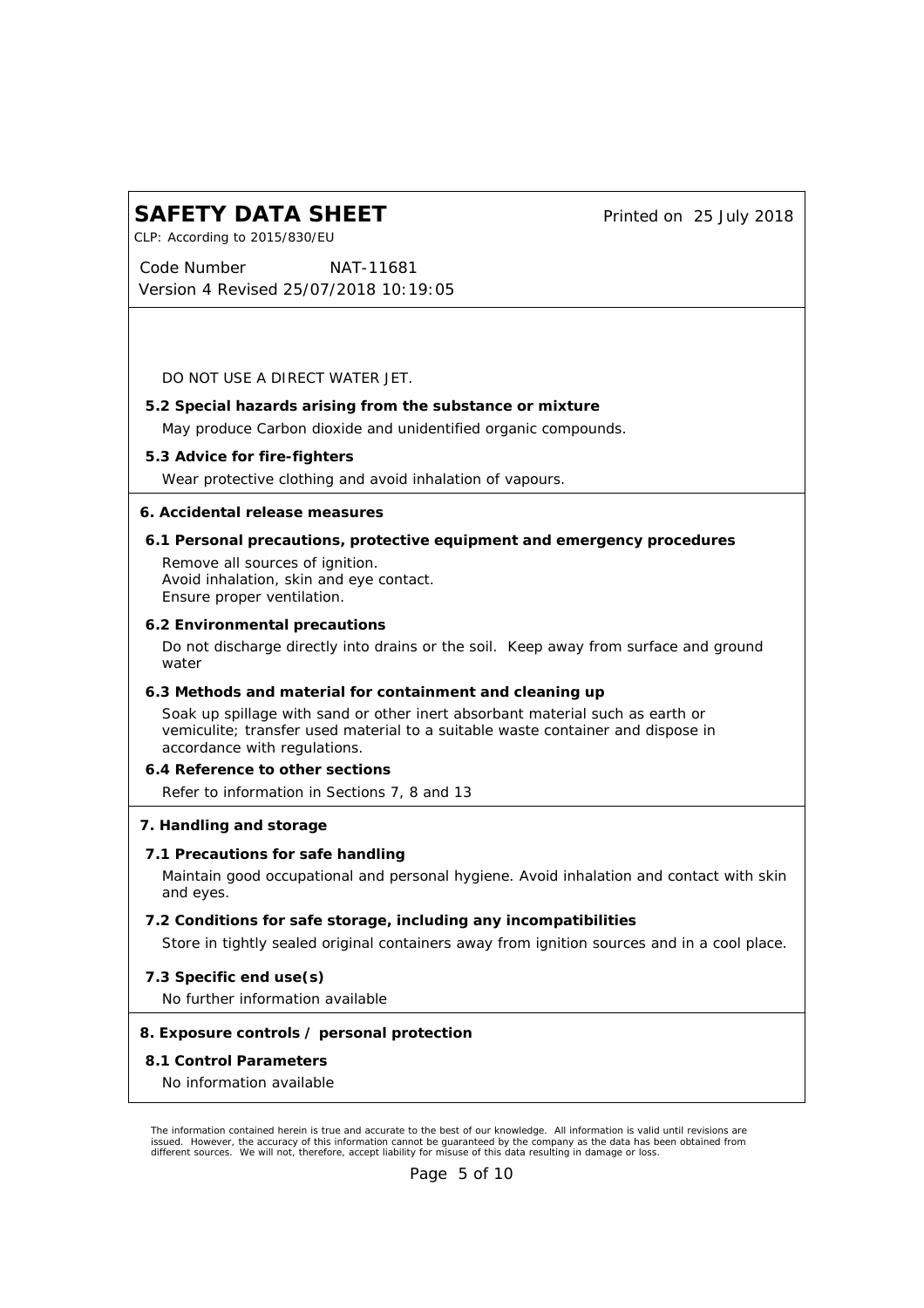DO NOT USE A DIRECT WATER JET.

### 5.2 Special hazards arising from the substance or mixture

May produce Carbon dioxide and unidentified organic compounds.

### 5.3 Advice for fire-fighters

Wear protective clothing and avoid inhalation of vapours.

## 6. Accidental release measures

### 6.1 Personal precautions, protective equipment and emergency procedures

Remove all sources of ignition.
Avoid inhalation, skin and eye contact.
Ensure proper ventilation.

### 6.2 Environmental precautions

Do not discharge directly into drains or the soil. Keep away from surface and ground water

### 6.3 Methods and material for containment and cleaning up

Soak up spillage with sand or other inert absorbant material such as earth or vemiculite; transfer used material to a suitable waste container and dispose in accordance with regulations.

### 6.4 Reference to other sections

Refer to information in Sections 7, 8 and 13

## 7. Handling and storage

### 7.1 Precautions for safe handling

Maintain good occupational and personal hygiene. Avoid inhalation and contact with skin and eyes.

### 7.2 Conditions for safe storage, including any incompatibilities

Store in tightly sealed original containers away from ignition sources and in a cool place.

### 7.3 Specific end use(s)

No further information available

## 8. Exposure controls / personal protection

### 8.1 Control Parameters

No information available

The information contained herein is true and accurate to the best of our knowledge. All information is valid until revisions are issued. However, the accuracy of this information cannot be guaranteed by the company as the data has been obtained from different sources. We will not, therefore, accept liability for misuse of this data resulting in damage or loss.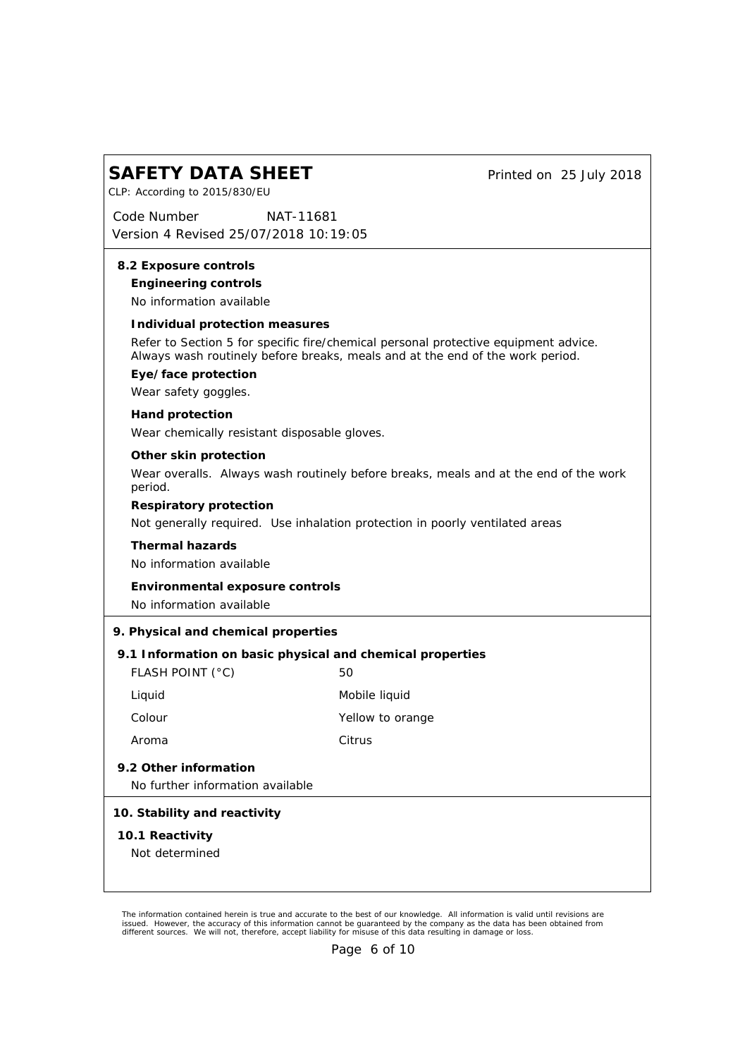### 8.2 Exposure controls

**Engineering controls**

No information available

**Individual protection measures**

Refer to Section 5 for specific fire/chemical personal protective equipment advice. Always wash routinely before breaks, meals and at the end of the work period.

**Eye/face protection**

Wear safety goggles.

**Hand protection**

Wear chemically resistant disposable gloves.

**Other skin protection**

Wear overalls. Always wash routinely before breaks, meals and at the end of the work period.

**Respiratory protection**

Not generally required. Use inhalation protection in poorly ventilated areas

**Thermal hazards**

No information available

**Environmental exposure controls**

No information available

## 9. Physical and chemical properties

### 9.1 Information on basic physical and chemical properties

| | |
|---|---|
| FLASH POINT (°C) | 50 |
| Liquid | Mobile liquid |
| Colour | Yellow to orange |
| Aroma | Citrus |

### 9.2 Other information

No further information available

## 10. Stability and reactivity

### 10.1 Reactivity

Not determined

The information contained herein is true and accurate to the best of our knowledge. All information is valid until revisions are issued. However, the accuracy of this information cannot be guaranteed by the company as the data has been obtained from different sources. We will not, therefore, accept liability for misuse of this data resulting in damage or loss.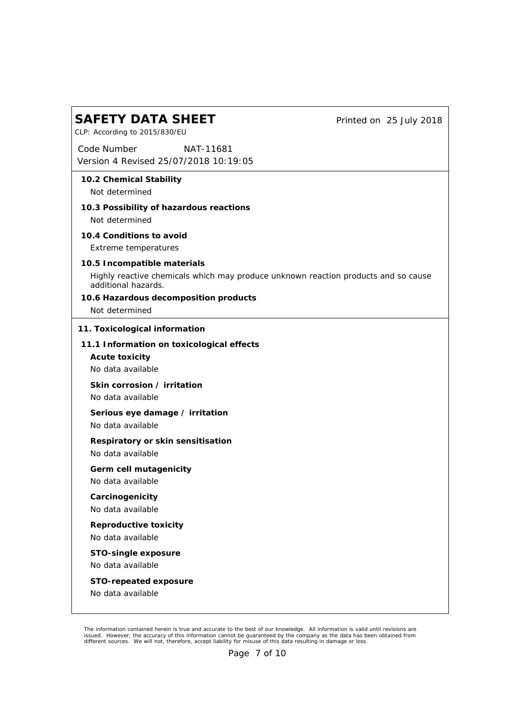### 10.2 Chemical Stability

Not determined

### 10.3 Possibility of hazardous reactions

Not determined

### 10.4 Conditions to avoid

Extreme temperatures

### 10.5 Incompatible materials

Highly reactive chemicals which may produce unknown reaction products and so cause additional hazards.

### 10.6 Hazardous decomposition products

Not determined

## 11. Toxicological information

### 11.1 Information on toxicological effects

**Acute toxicity**

No data available

**Skin corrosion / irritation**

No data available

**Serious eye damage / irritation**

No data available

**Respiratory or skin sensitisation**

No data available

**Germ cell mutagenicity**

No data available

**Carcinogenicity**

No data available

**Reproductive toxicity**

No data available

**STO-single exposure**

No data available

**STO-repeated exposure**

No data available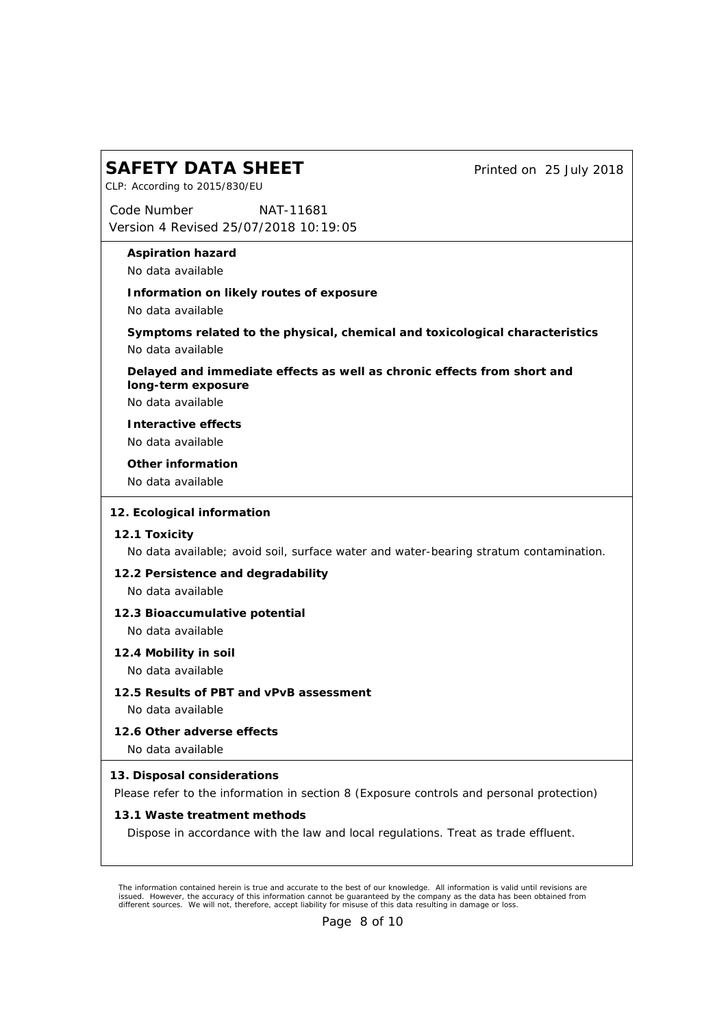**Aspiration hazard**

No data available

**Information on likely routes of exposure**

No data available

**Symptoms related to the physical, chemical and toxicological characteristics**

No data available

**Delayed and immediate effects as well as chronic effects from short and long-term exposure**

No data available

**Interactive effects**

No data available

**Other information**

No data available

## 12. Ecological information

### 12.1 Toxicity

No data available; avoid soil, surface water and water-bearing stratum contamination.

### 12.2 Persistence and degradability

No data available

### 12.3 Bioaccumulative potential

No data available

### 12.4 Mobility in soil

No data available

### 12.5 Results of PBT and vPvB assessment

No data available

### 12.6 Other adverse effects

No data available

## 13. Disposal considerations

Please refer to the information in section 8 (Exposure controls and personal protection)

### 13.1 Waste treatment methods

Dispose in accordance with the law and local regulations. Treat as trade effluent.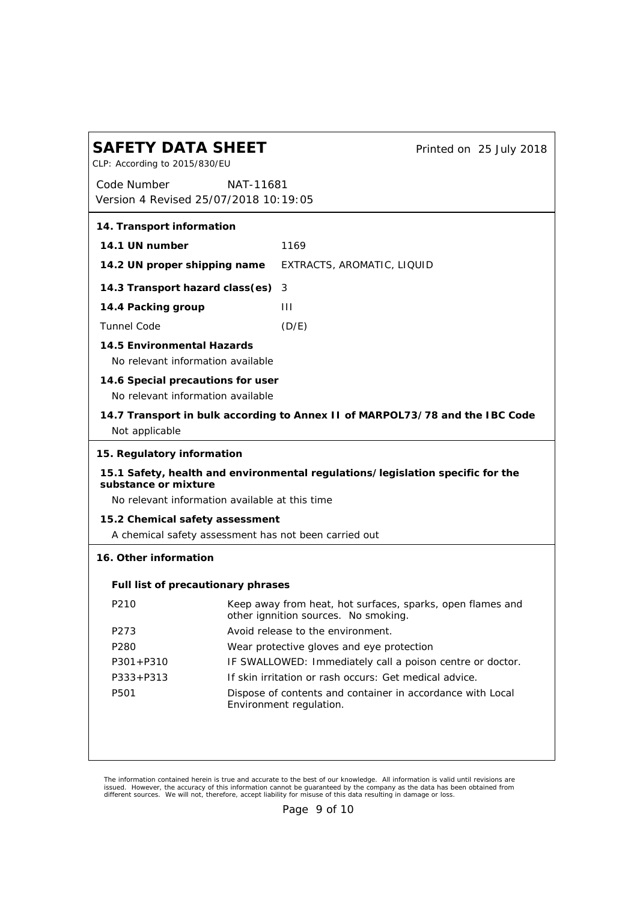## 14. Transport information

| | |
|---|---|
| **14.1 UN number** | 1169 |
| **14.2 UN proper shipping name** | EXTRACTS, AROMATIC, LIQUID |
| **14.3 Transport hazard class(es)** | 3 |
| **14.4 Packing group** | III |
| Tunnel Code | (D/E) |

**14.5 Environmental Hazards**

No relevant information available

**14.6 Special precautions for user**

No relevant information available

**14.7 Transport in bulk according to Annex II of MARPOL73/78 and the IBC Code**

Not applicable

## 15. Regulatory information

**15.1 Safety, health and environmental regulations/legislation specific for the substance or mixture**

No relevant information available at this time

**15.2 Chemical safety assessment**

A chemical safety assessment has not been carried out

## 16. Other information

**Full list of precautionary phrases**

| | |
|---|---|
| P210 | Keep away from heat, hot surfaces, sparks, open flames and other ignnition sources. No smoking. |
| P273 | Avoid release to the environment. |
| P280 | Wear protective gloves and eye protection |
| P301+P310 | IF SWALLOWED: Immediately call a poison centre or doctor. |
| P333+P313 | If skin irritation or rash occurs: Get medical advice. |
| P501 | Dispose of contents and container in accordance with Local Environment regulation. |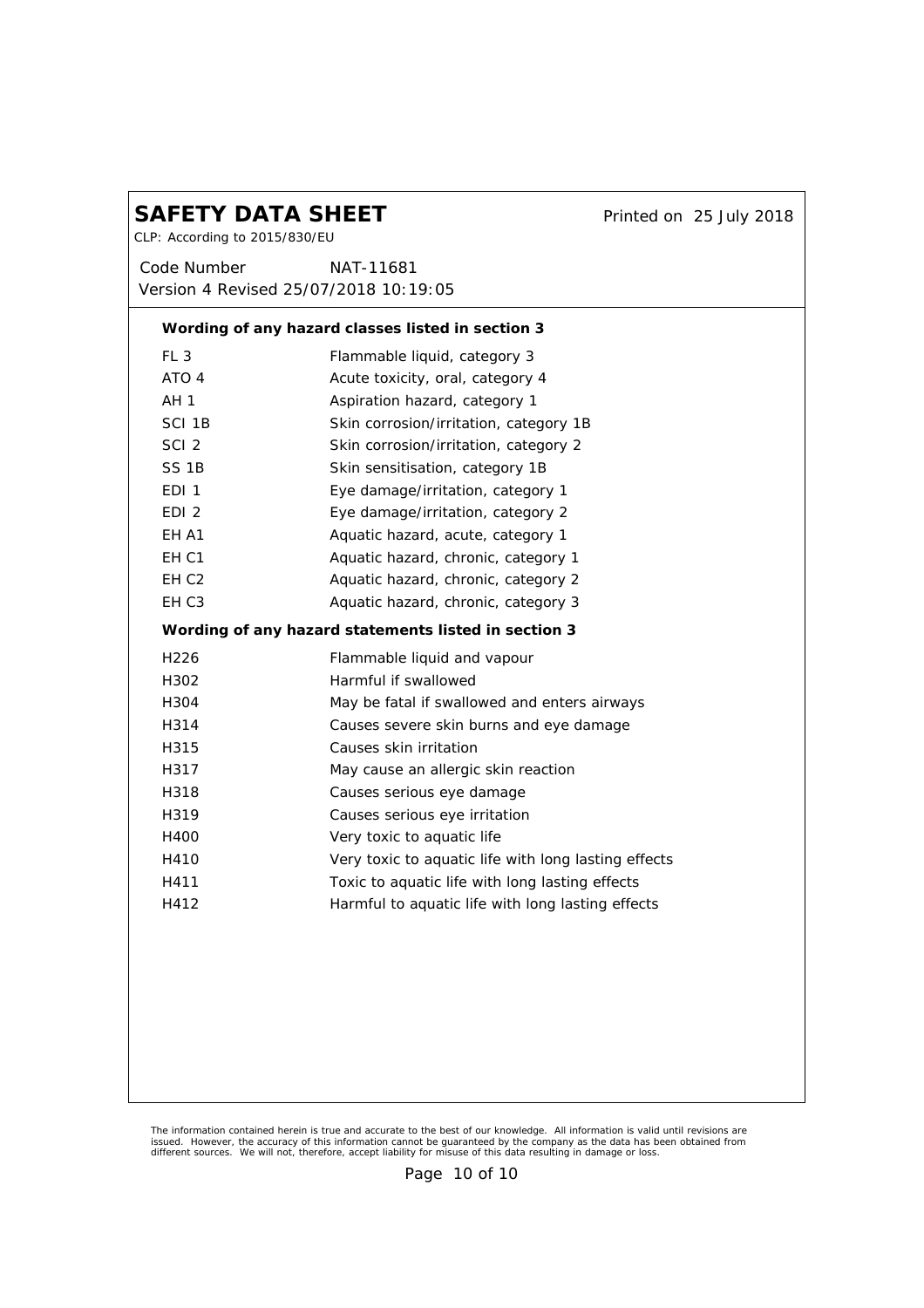**Wording of any hazard classes listed in section 3**

| | |
|---|---|
| FL 3 | Flammable liquid, category 3 |
| ATO 4 | Acute toxicity, oral, category 4 |
| AH 1 | Aspiration hazard, category 1 |
| SCI 1B | Skin corrosion/irritation, category 1B |
| SCI 2 | Skin corrosion/irritation, category 2 |
| SS 1B | Skin sensitisation, category 1B |
| EDI 1 | Eye damage/irritation, category 1 |
| EDI 2 | Eye damage/irritation, category 2 |
| EH A1 | Aquatic hazard, acute, category 1 |
| EH C1 | Aquatic hazard, chronic, category 1 |
| EH C2 | Aquatic hazard, chronic, category 2 |
| EH C3 | Aquatic hazard, chronic, category 3 |

**Wording of any hazard statements listed in section 3**

| | |
|---|---|
| H226 | Flammable liquid and vapour |
| H302 | Harmful if swallowed |
| H304 | May be fatal if swallowed and enters airways |
| H314 | Causes severe skin burns and eye damage |
| H315 | Causes skin irritation |
| H317 | May cause an allergic skin reaction |
| H318 | Causes serious eye damage |
| H319 | Causes serious eye irritation |
| H400 | Very toxic to aquatic life |
| H410 | Very toxic to aquatic life with long lasting effects |
| H411 | Toxic to aquatic life with long lasting effects |
| H412 | Harmful to aquatic life with long lasting effects |

The information contained herein is true and accurate to the best of our knowledge. All information is valid until revisions are issued. However, the accuracy of this information cannot be guaranteed by the company as the data has been obtained from different sources. We will not, therefore, accept liability for misuse of this data resulting in damage or loss.